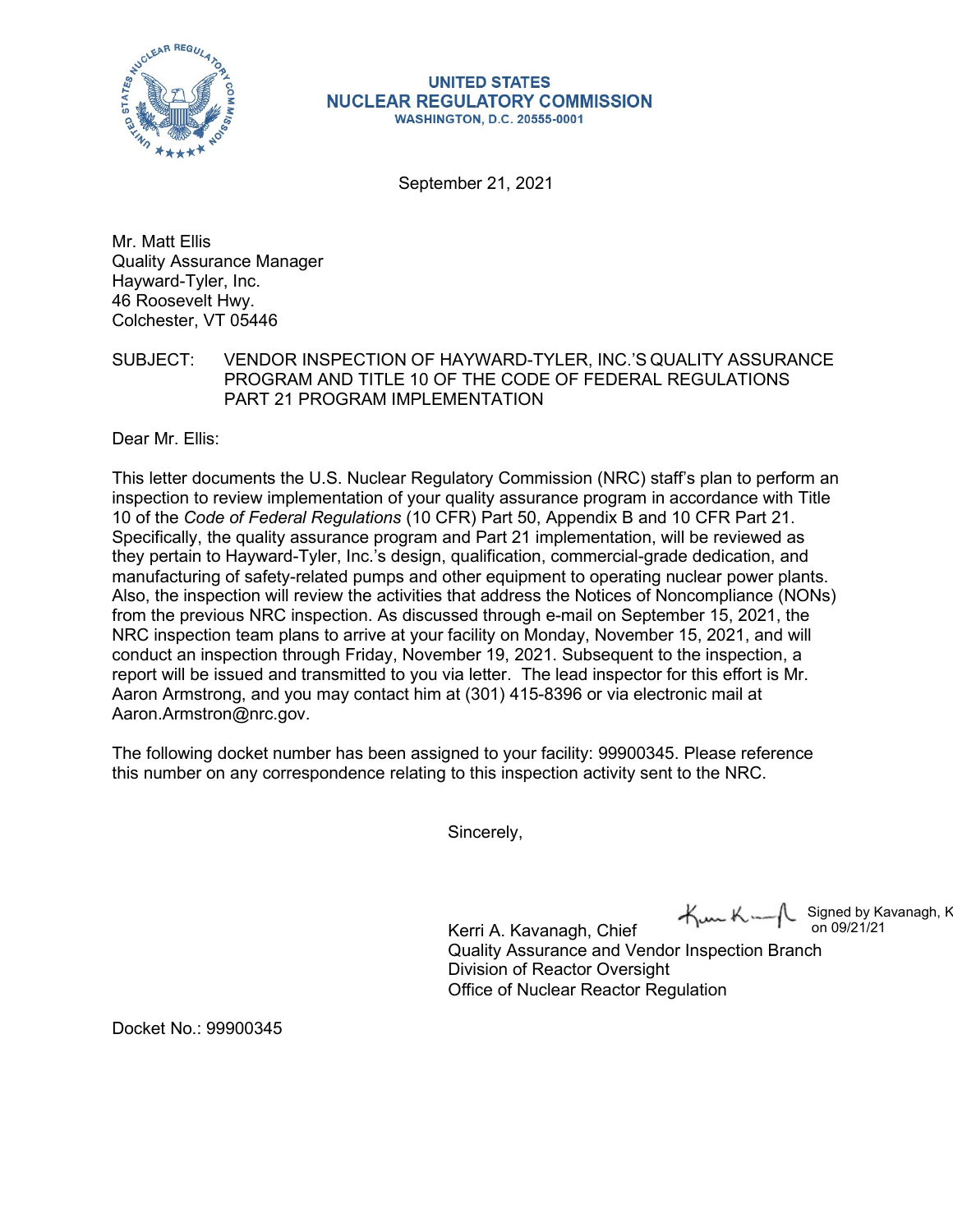UNITED STATES
NUCLEAR REGULATORY COMMISSION
WASHINGTON, D.C. 20555-0001

September 21, 2021

Mr. Matt Ellis
Quality Assurance Manager
Hayward-Tyler, Inc.
46 Roosevelt Hwy.
Colchester, VT 05446

SUBJECT: VENDOR INSPECTION OF HAYWARD-TYLER, INC.'S QUALITY ASSURANCE PROGRAM AND TITLE 10 OF THE CODE OF FEDERAL REGULATIONS PART 21 PROGRAM IMPLEMENTATION

Dear Mr. Ellis:

This letter documents the U.S. Nuclear Regulatory Commission (NRC) staff's plan to perform an inspection to review implementation of your quality assurance program in accordance with Title 10 of the *Code of Federal Regulations* (10 CFR) Part 50, Appendix B and 10 CFR Part 21. Specifically, the quality assurance program and Part 21 implementation, will be reviewed as they pertain to Hayward-Tyler, Inc.'s design, qualification, commercial-grade dedication, and manufacturing of safety-related pumps and other equipment to operating nuclear power plants. Also, the inspection will review the activities that address the Notices of Noncompliance (NONs) from the previous NRC inspection. As discussed through e-mail on September 15, 2021, the NRC inspection team plans to arrive at your facility on Monday, November 15, 2021, and will conduct an inspection through Friday, November 19, 2021. Subsequent to the inspection, a report will be issued and transmitted to you via letter. The lead inspector for this effort is Mr. Aaron Armstrong, and you may contact him at (301) 415-8396 or via electronic mail at Aaron.Armstron@nrc.gov.

The following docket number has been assigned to your facility: 99900345. Please reference this number on any correspondence relating to this inspection activity sent to the NRC.

Sincerely,

Signed by Kavanagh, K on 09/21/21

Kerri A. Kavanagh, Chief
Quality Assurance and Vendor Inspection Branch
Division of Reactor Oversight
Office of Nuclear Reactor Regulation

Docket No.: 99900345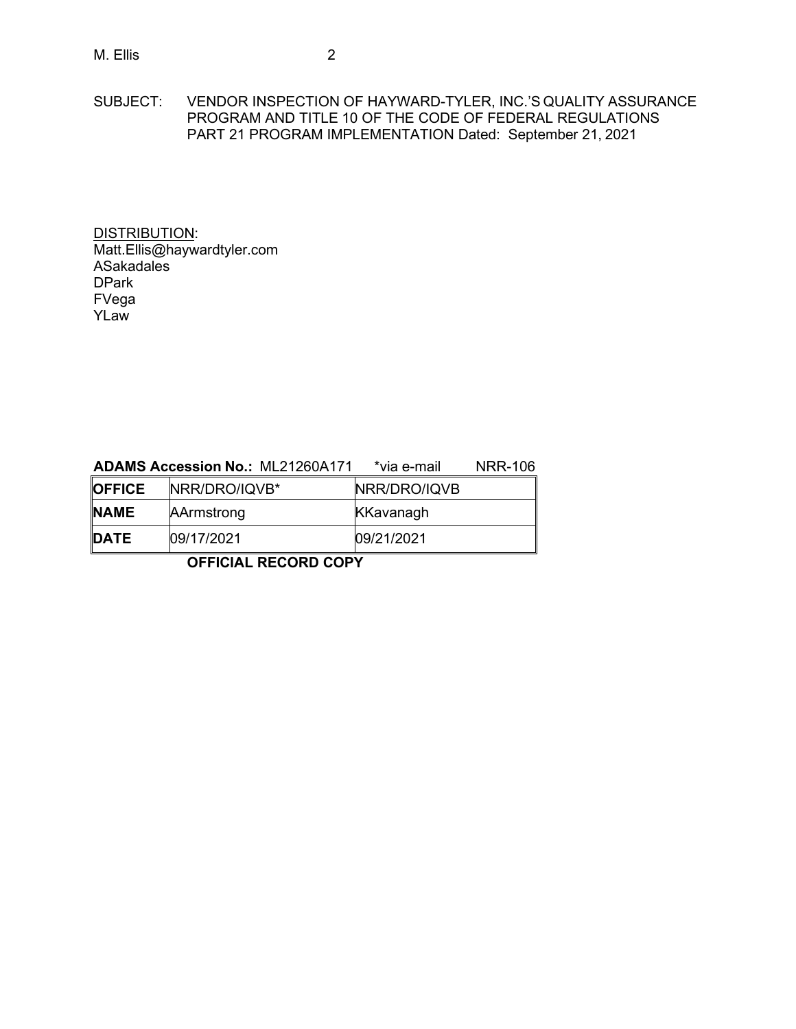SUBJECT: VENDOR INSPECTION OF HAYWARD-TYLER, INC.'S QUALITY ASSURANCE PROGRAM AND TITLE 10 OF THE CODE OF FEDERAL REGULATIONS PART 21 PROGRAM IMPLEMENTATION Dated: September 21, 2021

DISTRIBUTION:
Matt.Ellis@haywardtyler.com
ASakadales
DPark
FVega
YLaw

**ADAMS Accession No.:** ML21260A171 *via e-mail NRR-106

| | | |
|---|---|---|
| **OFFICE** | NRR/DRO/IQVB* | NRR/DRO/IQVB |
| **NAME** | AArmstrong | KKavanagh |
| **DATE** | 09/17/2021 | 09/21/2021 |

**OFFICIAL RECORD COPY**